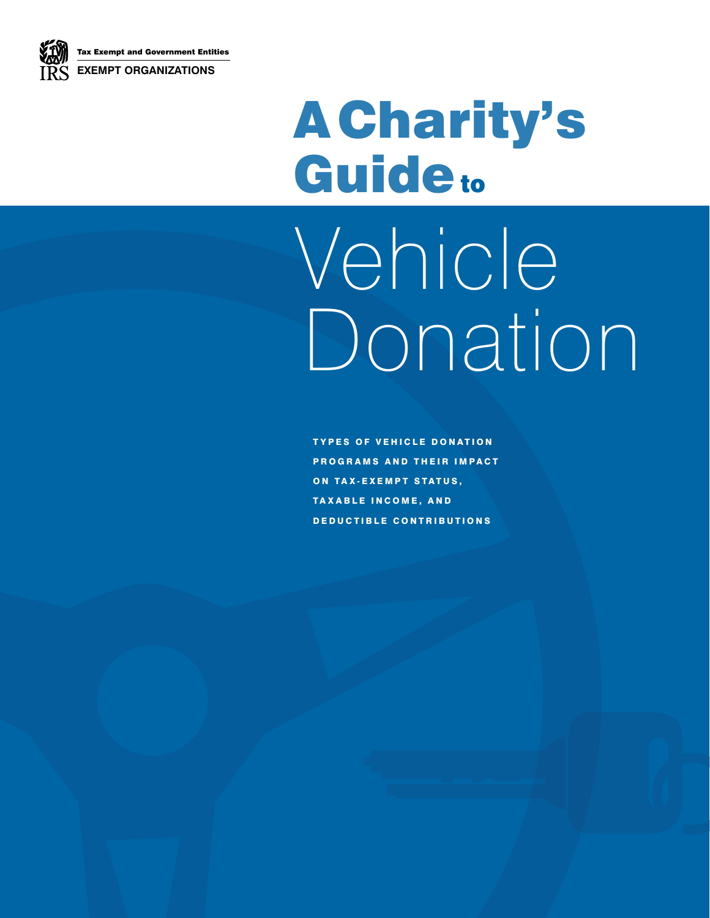Tax Exempt and Government Entities

EXEMPT ORGANIZATIONS

# A Charity's Guide to Vehicle Donation

TYPES OF VEHICLE DONATION PROGRAMS AND THEIR IMPACT ON TAX-EXEMPT STATUS, TAXABLE INCOME, AND DEDUCTIBLE CONTRIBUTIONS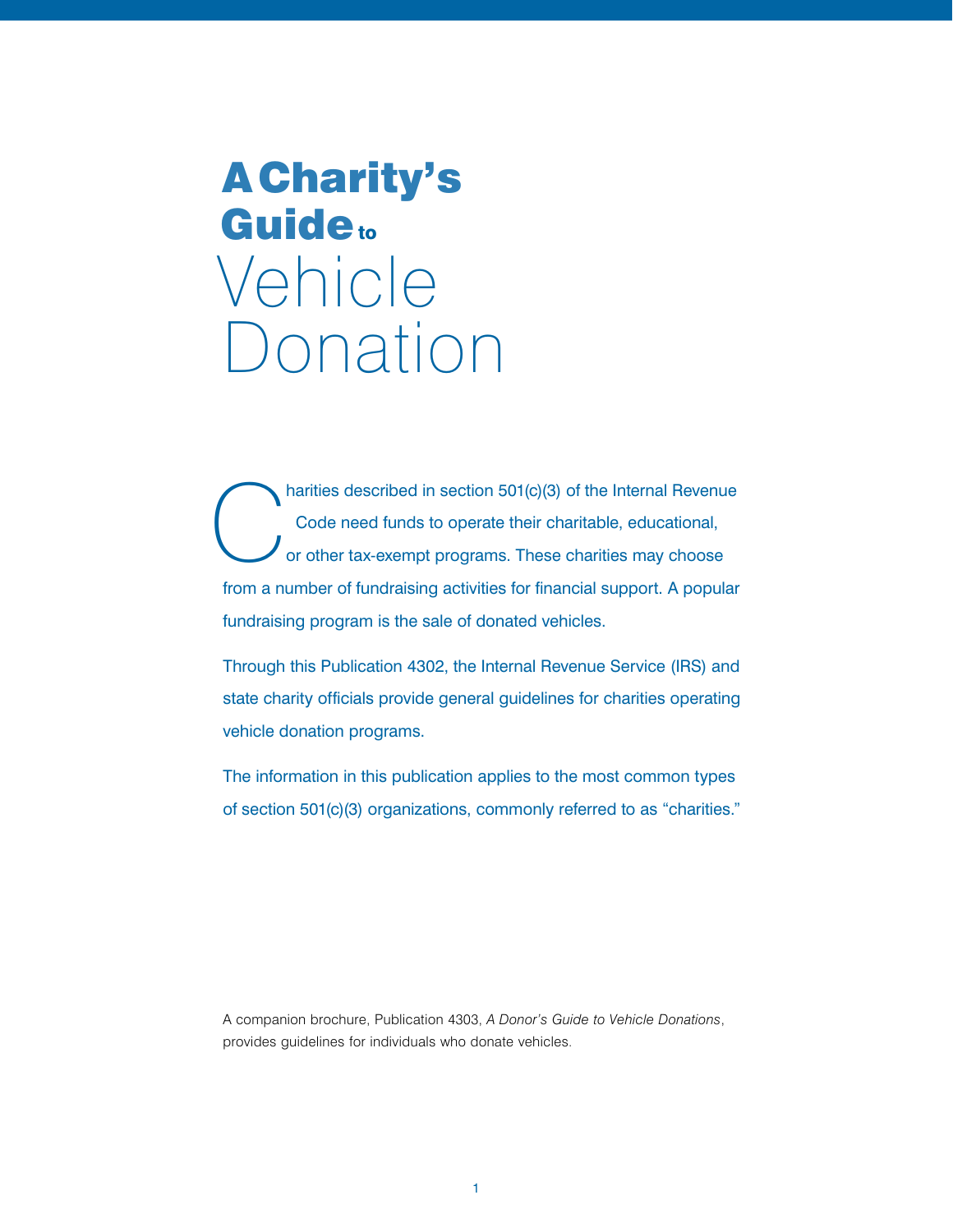# A Charity's Guide to Vehicle Donation

Charities described in section 501(c)(3) of the Internal Revenue Code need funds to operate their charitable, educational, or other tax-exempt programs. These charities may choose from a number of fundraising activities for financial support. A popular fundraising program is the sale of donated vehicles.

Through this Publication 4302, the Internal Revenue Service (IRS) and state charity officials provide general guidelines for charities operating vehicle donation programs.

The information in this publication applies to the most common types of section 501(c)(3) organizations, commonly referred to as "charities."

A companion brochure, Publication 4303, *A Donor's Guide to Vehicle Donations*, provides guidelines for individuals who donate vehicles.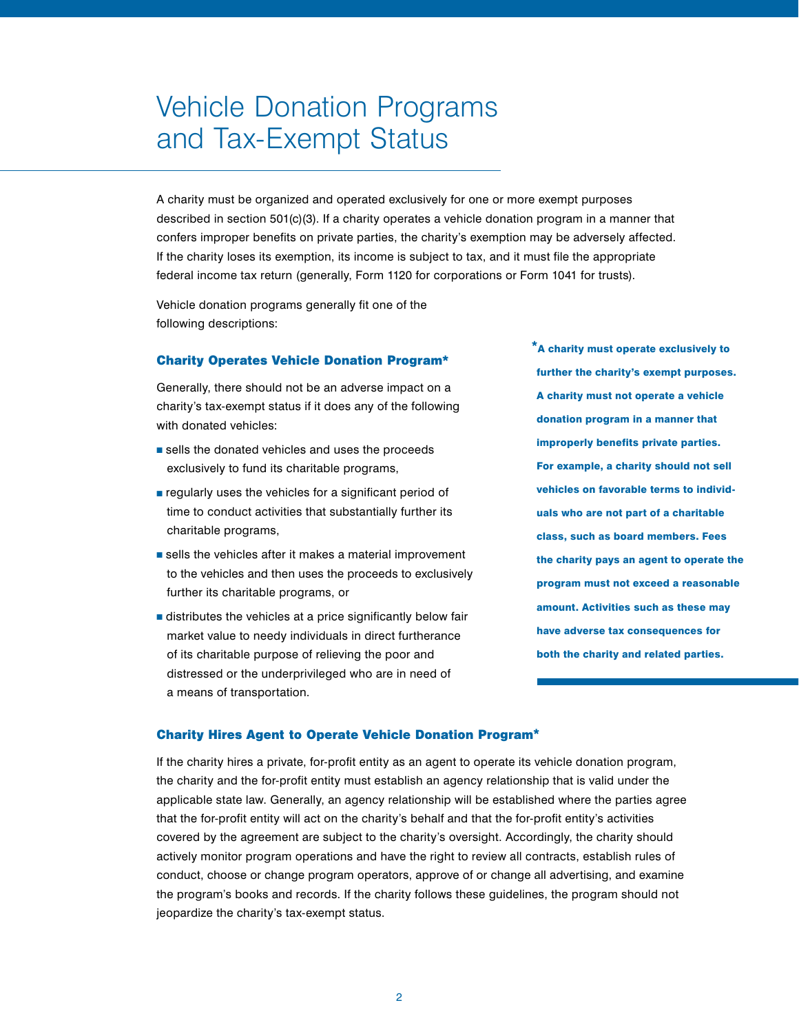# Vehicle Donation Programs and Tax-Exempt Status

A charity must be organized and operated exclusively for one or more exempt purposes described in section 501(c)(3). If a charity operates a vehicle donation program in a manner that confers improper benefits on private parties, the charity's exemption may be adversely affected. If the charity loses its exemption, its income is subject to tax, and it must file the appropriate federal income tax return (generally, Form 1120 for corporations or Form 1041 for trusts).

Vehicle donation programs generally fit one of the following descriptions:

### Charity Operates Vehicle Donation Program*

Generally, there should not be an adverse impact on a charity's tax-exempt status if it does any of the following with donated vehicles:

- sells the donated vehicles and uses the proceeds exclusively to fund its charitable programs,
- regularly uses the vehicles for a significant period of time to conduct activities that substantially further its charitable programs,
- sells the vehicles after it makes a material improvement to the vehicles and then uses the proceeds to exclusively further its charitable programs, or
- distributes the vehicles at a price significantly below fair market value to needy individuals in direct furtherance of its charitable purpose of relieving the poor and distressed or the underprivileged who are in need of a means of transportation.

**\*A charity must operate exclusively to further the charity's exempt purposes. A charity must not operate a vehicle donation program in a manner that improperly benefits private parties. For example, a charity should not sell vehicles on favorable terms to individuals who are not part of a charitable class, such as board members. Fees the charity pays an agent to operate the program must not exceed a reasonable amount. Activities such as these may have adverse tax consequences for both the charity and related parties.**

### Charity Hires Agent to Operate Vehicle Donation Program*

If the charity hires a private, for-profit entity as an agent to operate its vehicle donation program, the charity and the for-profit entity must establish an agency relationship that is valid under the applicable state law. Generally, an agency relationship will be established where the parties agree that the for-profit entity will act on the charity's behalf and that the for-profit entity's activities covered by the agreement are subject to the charity's oversight. Accordingly, the charity should actively monitor program operations and have the right to review all contracts, establish rules of conduct, choose or change program operators, approve of or change all advertising, and examine the program's books and records. If the charity follows these guidelines, the program should not jeopardize the charity's tax-exempt status.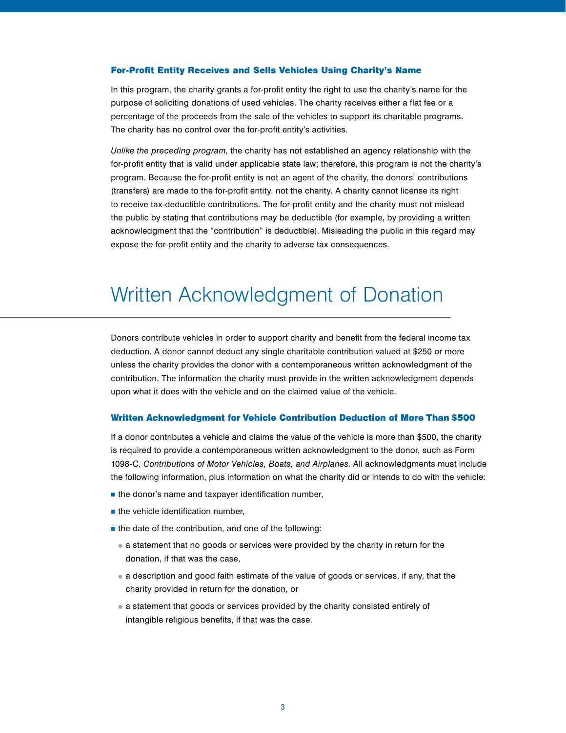### For-Profit Entity Receives and Sells Vehicles Using Charity's Name

In this program, the charity grants a for-profit entity the right to use the charity's name for the purpose of soliciting donations of used vehicles. The charity receives either a flat fee or a percentage of the proceeds from the sale of the vehicles to support its charitable programs. The charity has no control over the for-profit entity's activities.

*Unlike the preceding program*, the charity has not established an agency relationship with the for-profit entity that is valid under applicable state law; therefore, this program is not the charity's program. Because the for-profit entity is not an agent of the charity, the donors' contributions (transfers) are made to the for-profit entity, not the charity. A charity cannot license its right to receive tax-deductible contributions. The for-profit entity and the charity must not mislead the public by stating that contributions may be deductible (for example, by providing a written acknowledgment that the "contribution" is deductible). Misleading the public in this regard may expose the for-profit entity and the charity to adverse tax consequences.

## Written Acknowledgment of Donation

Donors contribute vehicles in order to support charity and benefit from the federal income tax deduction. A donor cannot deduct any single charitable contribution valued at $250 or more unless the charity provides the donor with a contemporaneous written acknowledgment of the contribution. The information the charity must provide in the written acknowledgment depends upon what it does with the vehicle and on the claimed value of the vehicle.

### Written Acknowledgment for Vehicle Contribution Deduction of More Than $500

If a donor contributes a vehicle and claims the value of the vehicle is more than $500, the charity is required to provide a contemporaneous written acknowledgment to the donor, such as Form 1098-C, *Contributions of Motor Vehicles, Boats, and Airplanes*. All acknowledgments must include the following information, plus information on what the charity did or intends to do with the vehicle:

- the donor's name and taxpayer identification number,
- the vehicle identification number,
- the date of the contribution, and one of the following:
  - a statement that no goods or services were provided by the charity in return for the donation, if that was the case,
  - a description and good faith estimate of the value of goods or services, if any, that the charity provided in return for the donation, or
  - a statement that goods or services provided by the charity consisted entirely of intangible religious benefits, if that was the case.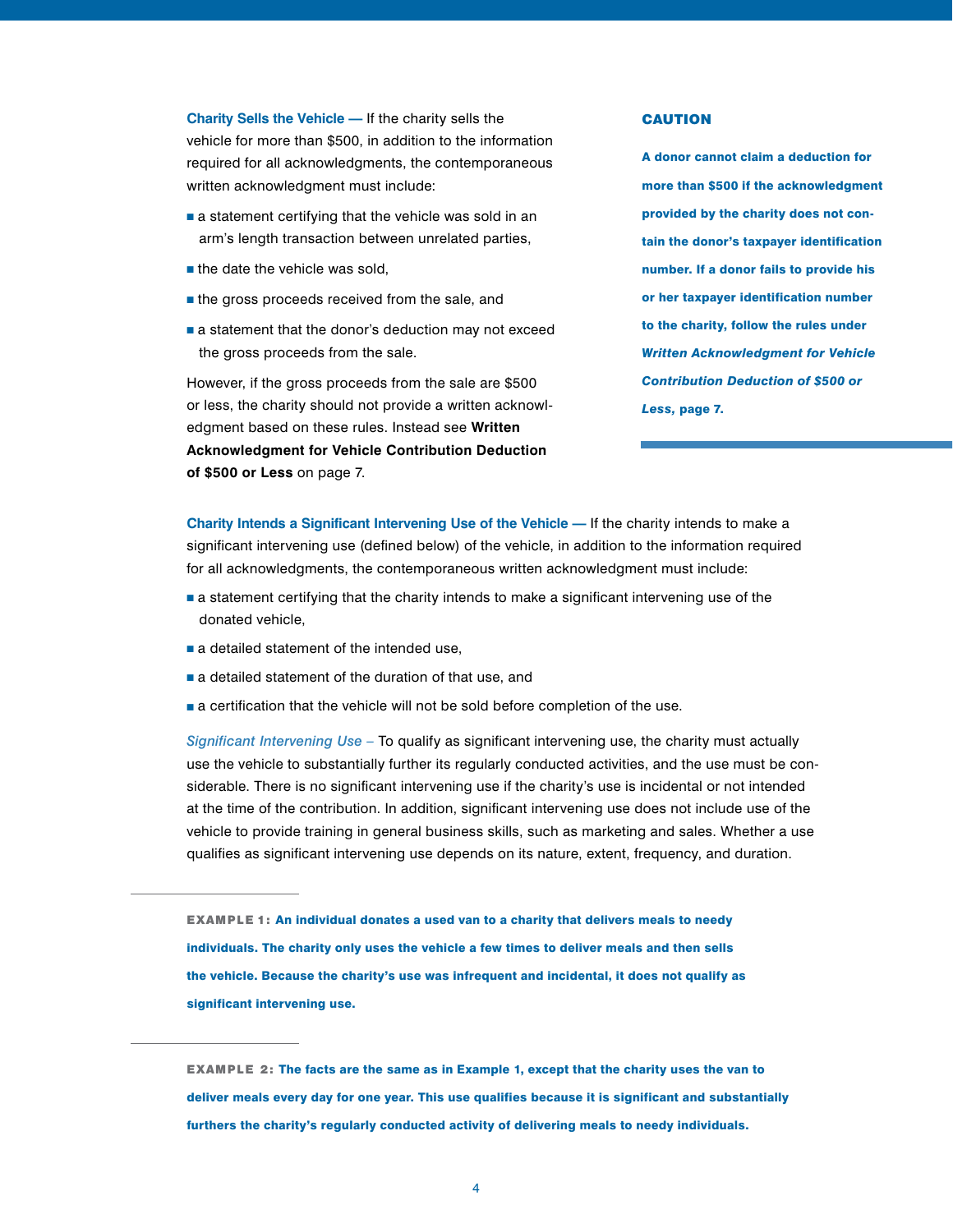**Charity Sells the Vehicle —** If the charity sells the vehicle for more than $500, in addition to the information required for all acknowledgments, the contemporaneous written acknowledgment must include:

- a statement certifying that the vehicle was sold in an arm's length transaction between unrelated parties,
- the date the vehicle was sold,
- the gross proceeds received from the sale, and
- a statement that the donor's deduction may not exceed the gross proceeds from the sale.

However, if the gross proceeds from the sale are $500 or less, the charity should not provide a written acknowledgment based on these rules. Instead see **Written Acknowledgment for Vehicle Contribution Deduction of $500 or Less** on page 7.

**CAUTION**

**A donor cannot claim a deduction for more than $500 if the acknowledgment provided by the charity does not contain the donor's taxpayer identification number. If a donor fails to provide his or her taxpayer identification number to the charity, follow the rules under *Written Acknowledgment for Vehicle Contribution Deduction of $500 or Less*, page 7.**

**Charity Intends a Significant Intervening Use of the Vehicle —** If the charity intends to make a significant intervening use (defined below) of the vehicle, in addition to the information required for all acknowledgments, the contemporaneous written acknowledgment must include:

- a statement certifying that the charity intends to make a significant intervening use of the donated vehicle,
- a detailed statement of the intended use,
- a detailed statement of the duration of that use, and
- a certification that the vehicle will not be sold before completion of the use.

*Significant Intervening Use –* To qualify as significant intervening use, the charity must actually use the vehicle to substantially further its regularly conducted activities, and the use must be considerable. There is no significant intervening use if the charity's use is incidental or not intended at the time of the contribution. In addition, significant intervening use does not include use of the vehicle to provide training in general business skills, such as marketing and sales. Whether a use qualifies as significant intervening use depends on its nature, extent, frequency, and duration.

**EXAMPLE 1: An individual donates a used van to a charity that delivers meals to needy individuals. The charity only uses the vehicle a few times to deliver meals and then sells the vehicle. Because the charity's use was infrequent and incidental, it does not qualify as significant intervening use.**

**EXAMPLE 2: The facts are the same as in Example 1, except that the charity uses the van to deliver meals every day for one year. This use qualifies because it is significant and substantially furthers the charity's regularly conducted activity of delivering meals to needy individuals.**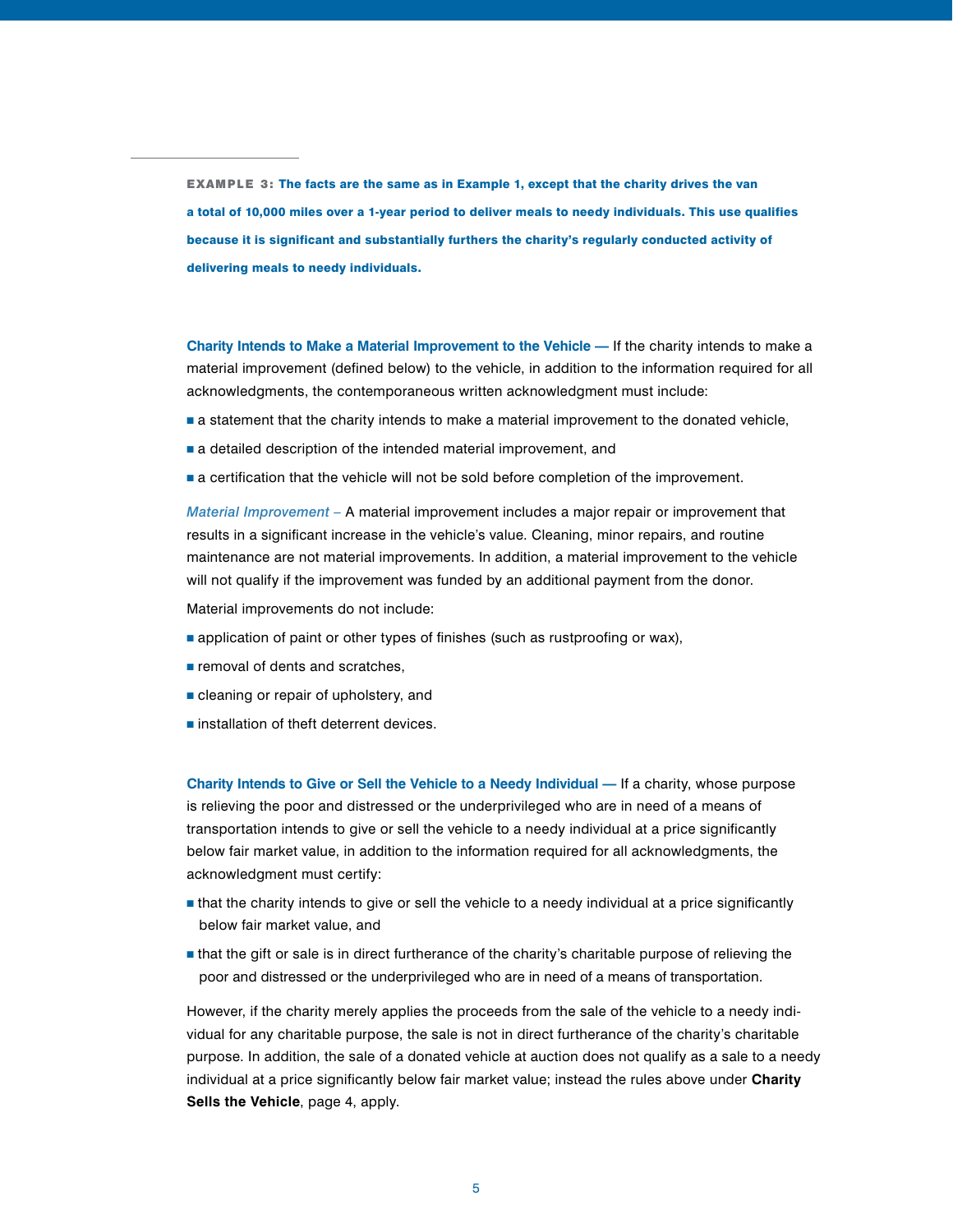**EXAMPLE 3: The facts are the same as in Example 1, except that the charity drives the van a total of 10,000 miles over a 1-year period to deliver meals to needy individuals. This use qualifies because it is significant and substantially furthers the charity's regularly conducted activity of delivering meals to needy individuals.**

**Charity Intends to Make a Material Improvement to the Vehicle —** If the charity intends to make a material improvement (defined below) to the vehicle, in addition to the information required for all acknowledgments, the contemporaneous written acknowledgment must include:

- a statement that the charity intends to make a material improvement to the donated vehicle,
- a detailed description of the intended material improvement, and
- a certification that the vehicle will not be sold before completion of the improvement.

*Material Improvement –* A material improvement includes a major repair or improvement that results in a significant increase in the vehicle's value. Cleaning, minor repairs, and routine maintenance are not material improvements. In addition, a material improvement to the vehicle will not qualify if the improvement was funded by an additional payment from the donor.

Material improvements do not include:

- application of paint or other types of finishes (such as rustproofing or wax),
- removal of dents and scratches,
- cleaning or repair of upholstery, and
- installation of theft deterrent devices.

**Charity Intends to Give or Sell the Vehicle to a Needy Individual —** If a charity, whose purpose is relieving the poor and distressed or the underprivileged who are in need of a means of transportation intends to give or sell the vehicle to a needy individual at a price significantly below fair market value, in addition to the information required for all acknowledgments, the acknowledgment must certify:

- that the charity intends to give or sell the vehicle to a needy individual at a price significantly below fair market value, and
- that the gift or sale is in direct furtherance of the charity's charitable purpose of relieving the poor and distressed or the underprivileged who are in need of a means of transportation.

However, if the charity merely applies the proceeds from the sale of the vehicle to a needy individual for any charitable purpose, the sale is not in direct furtherance of the charity's charitable purpose. In addition, the sale of a donated vehicle at auction does not qualify as a sale to a needy individual at a price significantly below fair market value; instead the rules above under **Charity Sells the Vehicle**, page 4, apply.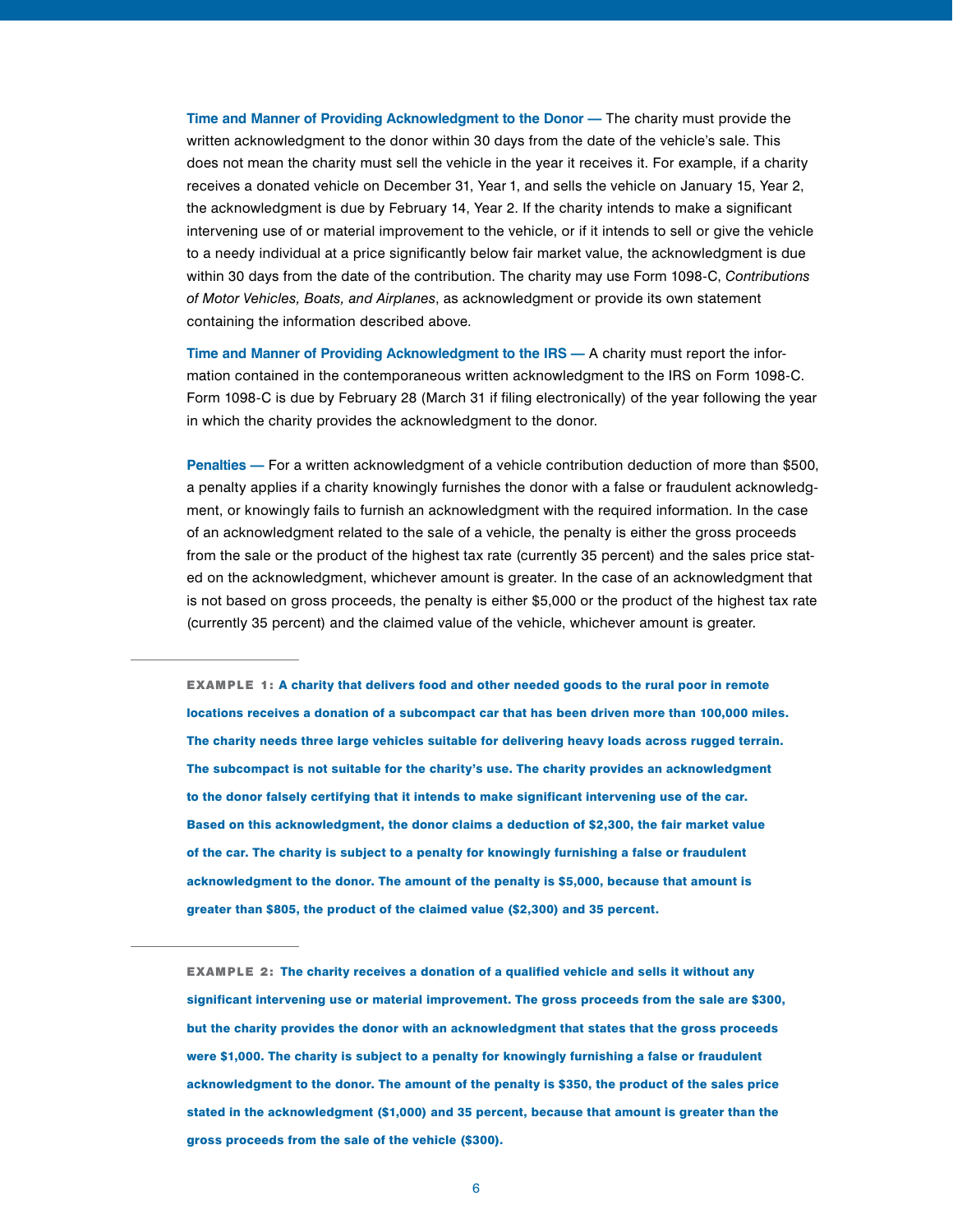**Time and Manner of Providing Acknowledgment to the Donor —** The charity must provide the written acknowledgment to the donor within 30 days from the date of the vehicle's sale. This does not mean the charity must sell the vehicle in the year it receives it. For example, if a charity receives a donated vehicle on December 31, Year 1, and sells the vehicle on January 15, Year 2, the acknowledgment is due by February 14, Year 2. If the charity intends to make a significant intervening use of or material improvement to the vehicle, or if it intends to sell or give the vehicle to a needy individual at a price significantly below fair market value, the acknowledgment is due within 30 days from the date of the contribution. The charity may use Form 1098-C, *Contributions of Motor Vehicles, Boats, and Airplanes*, as acknowledgment or provide its own statement containing the information described above.

**Time and Manner of Providing Acknowledgment to the IRS —** A charity must report the information contained in the contemporaneous written acknowledgment to the IRS on Form 1098-C. Form 1098-C is due by February 28 (March 31 if filing electronically) of the year following the year in which the charity provides the acknowledgment to the donor.

**Penalties —** For a written acknowledgment of a vehicle contribution deduction of more than $500, a penalty applies if a charity knowingly furnishes the donor with a false or fraudulent acknowledgment, or knowingly fails to furnish an acknowledgment with the required information. In the case of an acknowledgment related to the sale of a vehicle, the penalty is either the gross proceeds from the sale or the product of the highest tax rate (currently 35 percent) and the sales price stated on the acknowledgment, whichever amount is greater. In the case of an acknowledgment that is not based on gross proceeds, the penalty is either $5,000 or the product of the highest tax rate (currently 35 percent) and the claimed value of the vehicle, whichever amount is greater.

---

**EXAMPLE 1: A charity that delivers food and other needed goods to the rural poor in remote locations receives a donation of a subcompact car that has been driven more than 100,000 miles. The charity needs three large vehicles suitable for delivering heavy loads across rugged terrain. The subcompact is not suitable for the charity's use. The charity provides an acknowledgment to the donor falsely certifying that it intends to make significant intervening use of the car. Based on this acknowledgment, the donor claims a deduction of $2,300, the fair market value of the car. The charity is subject to a penalty for knowingly furnishing a false or fraudulent acknowledgment to the donor. The amount of the penalty is $5,000, because that amount is greater than $805, the product of the claimed value ($2,300) and 35 percent.**

---

**EXAMPLE 2: The charity receives a donation of a qualified vehicle and sells it without any significant intervening use or material improvement. The gross proceeds from the sale are $300, but the charity provides the donor with an acknowledgment that states that the gross proceeds were $1,000. The charity is subject to a penalty for knowingly furnishing a false or fraudulent acknowledgment to the donor. The amount of the penalty is $350, the product of the sales price stated in the acknowledgment ($1,000) and 35 percent, because that amount is greater than the gross proceeds from the sale of the vehicle ($300).**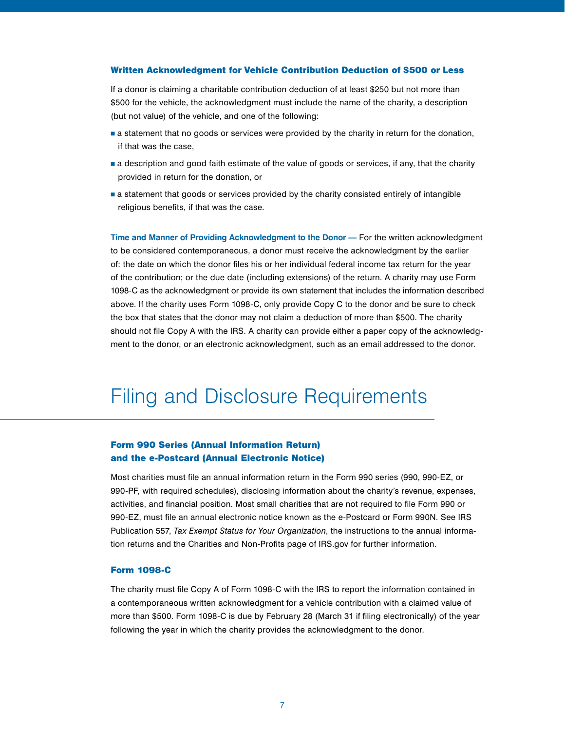### Written Acknowledgment for Vehicle Contribution Deduction of $500 or Less

If a donor is claiming a charitable contribution deduction of at least $250 but not more than $500 for the vehicle, the acknowledgment must include the name of the charity, a description (but not value) of the vehicle, and one of the following:

- a statement that no goods or services were provided by the charity in return for the donation, if that was the case,
- a description and good faith estimate of the value of goods or services, if any, that the charity provided in return for the donation, or
- a statement that goods or services provided by the charity consisted entirely of intangible religious benefits, if that was the case.

**Time and Manner of Providing Acknowledgment to the Donor —** For the written acknowledgment to be considered contemporaneous, a donor must receive the acknowledgment by the earlier of: the date on which the donor files his or her individual federal income tax return for the year of the contribution; or the due date (including extensions) of the return. A charity may use Form 1098-C as the acknowledgment or provide its own statement that includes the information described above. If the charity uses Form 1098-C, only provide Copy C to the donor and be sure to check the box that states that the donor may not claim a deduction of more than $500. The charity should not file Copy A with the IRS. A charity can provide either a paper copy of the acknowledgment to the donor, or an electronic acknowledgment, such as an email addressed to the donor.

# Filing and Disclosure Requirements

### Form 990 Series (Annual Information Return) and the e-Postcard (Annual Electronic Notice)

Most charities must file an annual information return in the Form 990 series (990, 990-EZ, or 990-PF, with required schedules), disclosing information about the charity's revenue, expenses, activities, and financial position. Most small charities that are not required to file Form 990 or 990-EZ, must file an annual electronic notice known as the e-Postcard or Form 990N. See IRS Publication 557, *Tax Exempt Status for Your Organization*, the instructions to the annual information returns and the Charities and Non-Profits page of IRS.gov for further information.

### Form 1098-C

The charity must file Copy A of Form 1098-C with the IRS to report the information contained in a contemporaneous written acknowledgment for a vehicle contribution with a claimed value of more than $500. Form 1098-C is due by February 28 (March 31 if filing electronically) of the year following the year in which the charity provides the acknowledgment to the donor.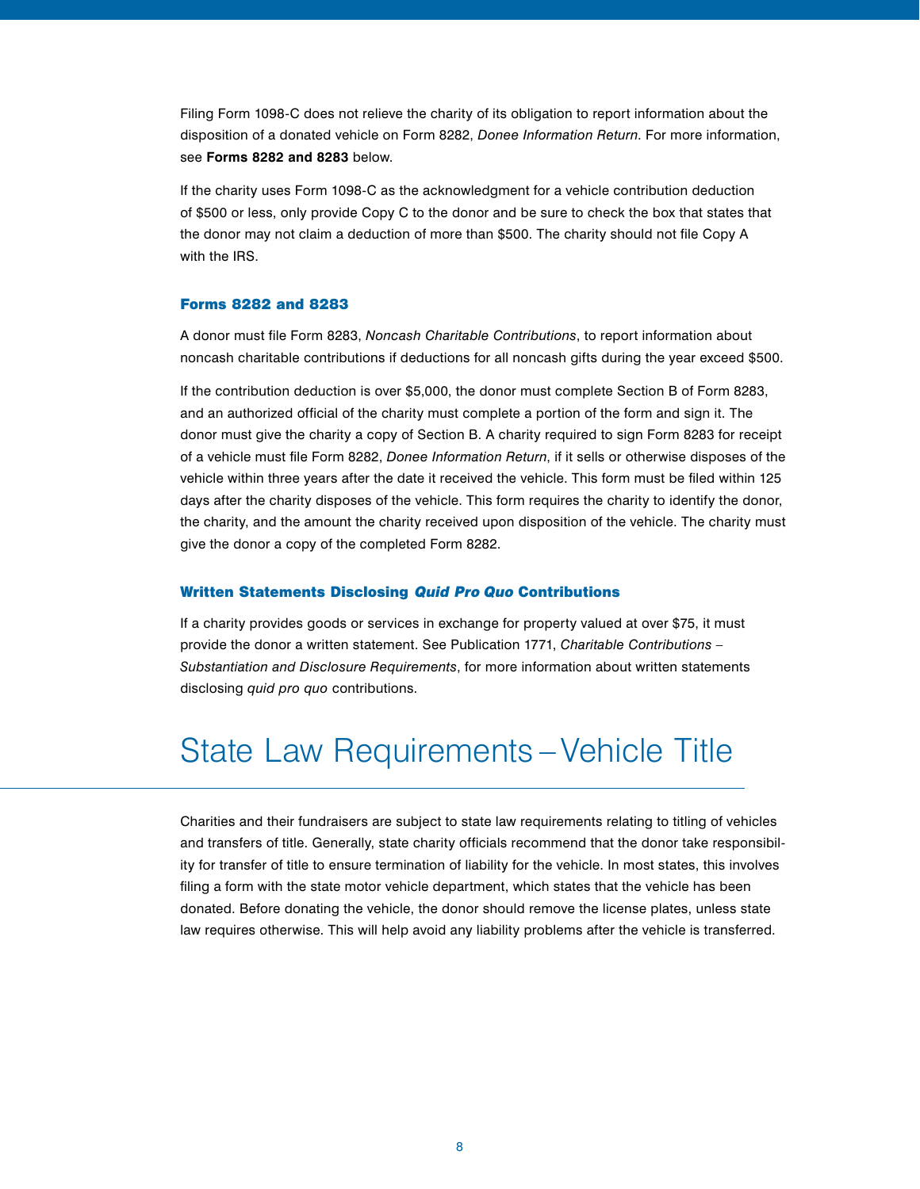Filing Form 1098-C does not relieve the charity of its obligation to report information about the disposition of a donated vehicle on Form 8282, *Donee Information Return*. For more information, see **Forms 8282 and 8283** below.

If the charity uses Form 1098-C as the acknowledgment for a vehicle contribution deduction of $500 or less, only provide Copy C to the donor and be sure to check the box that states that the donor may not claim a deduction of more than $500. The charity should not file Copy A with the IRS.

### Forms 8282 and 8283

A donor must file Form 8283, *Noncash Charitable Contributions*, to report information about noncash charitable contributions if deductions for all noncash gifts during the year exceed $500.

If the contribution deduction is over $5,000, the donor must complete Section B of Form 8283, and an authorized official of the charity must complete a portion of the form and sign it. The donor must give the charity a copy of Section B. A charity required to sign Form 8283 for receipt of a vehicle must file Form 8282, *Donee Information Return*, if it sells or otherwise disposes of the vehicle within three years after the date it received the vehicle. This form must be filed within 125 days after the charity disposes of the vehicle. This form requires the charity to identify the donor, the charity, and the amount the charity received upon disposition of the vehicle. The charity must give the donor a copy of the completed Form 8282.

### Written Statements Disclosing *Quid Pro Quo* Contributions

If a charity provides goods or services in exchange for property valued at over $75, it must provide the donor a written statement. See Publication 1771, *Charitable Contributions – Substantiation and Disclosure Requirements*, for more information about written statements disclosing *quid pro quo* contributions.

## State Law Requirements – Vehicle Title

Charities and their fundraisers are subject to state law requirements relating to titling of vehicles and transfers of title. Generally, state charity officials recommend that the donor take responsibility for transfer of title to ensure termination of liability for the vehicle. In most states, this involves filing a form with the state motor vehicle department, which states that the vehicle has been donated. Before donating the vehicle, the donor should remove the license plates, unless state law requires otherwise. This will help avoid any liability problems after the vehicle is transferred.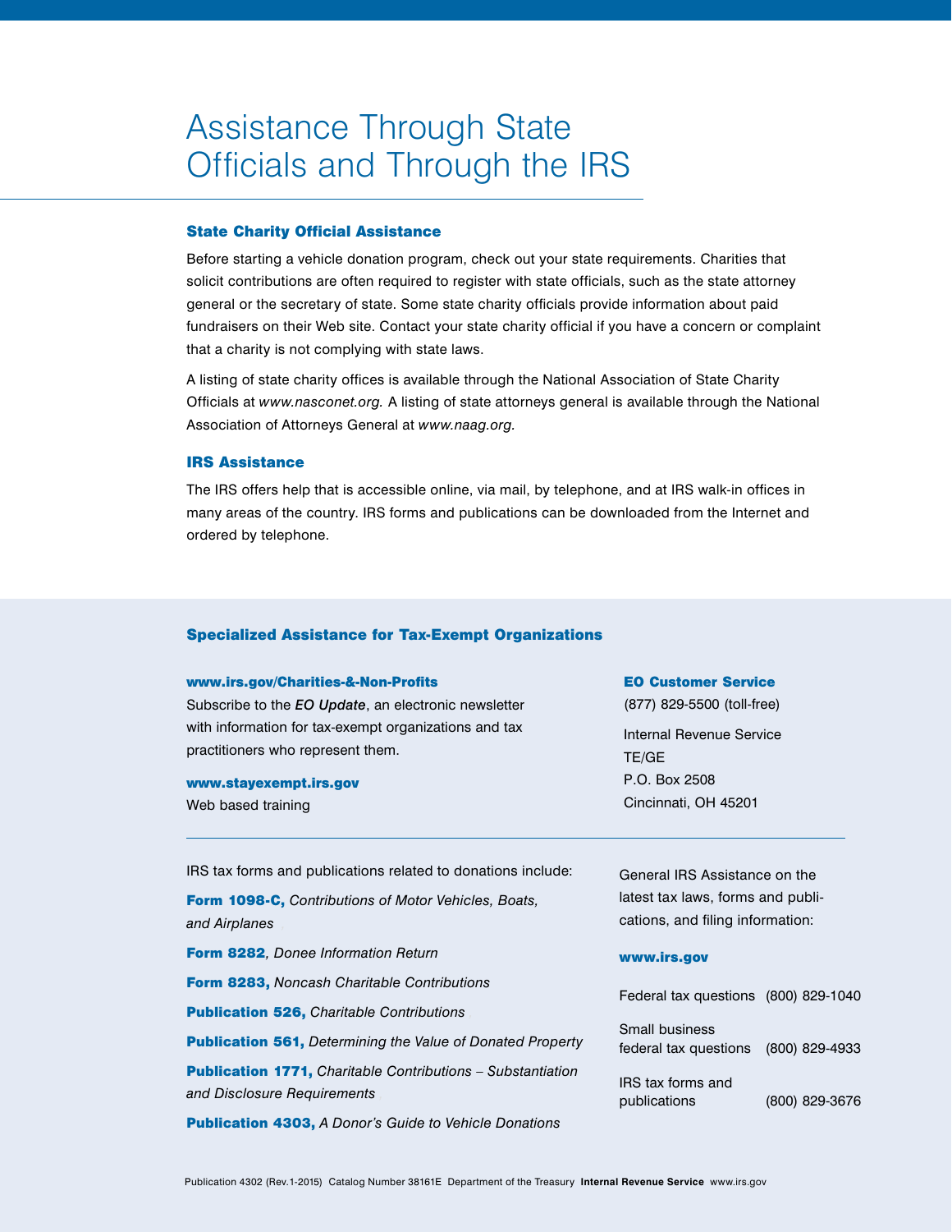# Assistance Through State Officials and Through the IRS

### State Charity Official Assistance

Before starting a vehicle donation program, check out your state requirements. Charities that solicit contributions are often required to register with state officials, such as the state attorney general or the secretary of state. Some state charity officials provide information about paid fundraisers on their Web site. Contact your state charity official if you have a concern or complaint that a charity is not complying with state laws.

A listing of state charity offices is available through the National Association of State Charity Officials at *www.nasconet.org.* A listing of state attorneys general is available through the National Association of Attorneys General at *www.naag.org.*

### IRS Assistance

The IRS offers help that is accessible online, via mail, by telephone, and at IRS walk-in offices in many areas of the country. IRS forms and publications can be downloaded from the Internet and ordered by telephone.

### Specialized Assistance for Tax-Exempt Organizations

**www.irs.gov/Charities-&-Non-Profits**
Subscribe to the ***EO Update***, an electronic newsletter with information for tax-exempt organizations and tax practitioners who represent them.

**www.stayexempt.irs.gov**
Web based training

**EO Customer Service**
(877) 829-5500 (toll-free)

Internal Revenue Service
TE/GE
P.O. Box 2508
Cincinnati, OH 45201

IRS tax forms and publications related to donations include:

**Form 1098-C,** *Contributions of Motor Vehicles, Boats, and Airplanes*

**Form 8282***, Donee Information Return*

**Form 8283,** *Noncash Charitable Contributions*

**Publication 526,** *Charitable Contributions*

**Publication 561,** *Determining the Value of Donated Property*

**Publication 1771,** *Charitable Contributions – Substantiation and Disclosure Requirements*

**Publication 4303,** *A Donor's Guide to Vehicle Donations*

General IRS Assistance on the latest tax laws, forms and publications, and filing information:

**www.irs.gov**

| | |
|---|---|
| Federal tax questions | (800) 829-1040 |
| Small business federal tax questions | (800) 829-4933 |
| IRS tax forms and publications | (800) 829-3676 |

Publication 4302 (Rev.1-2015) Catalog Number 38161E Department of the Treasury **Internal Revenue Service** www.irs.gov